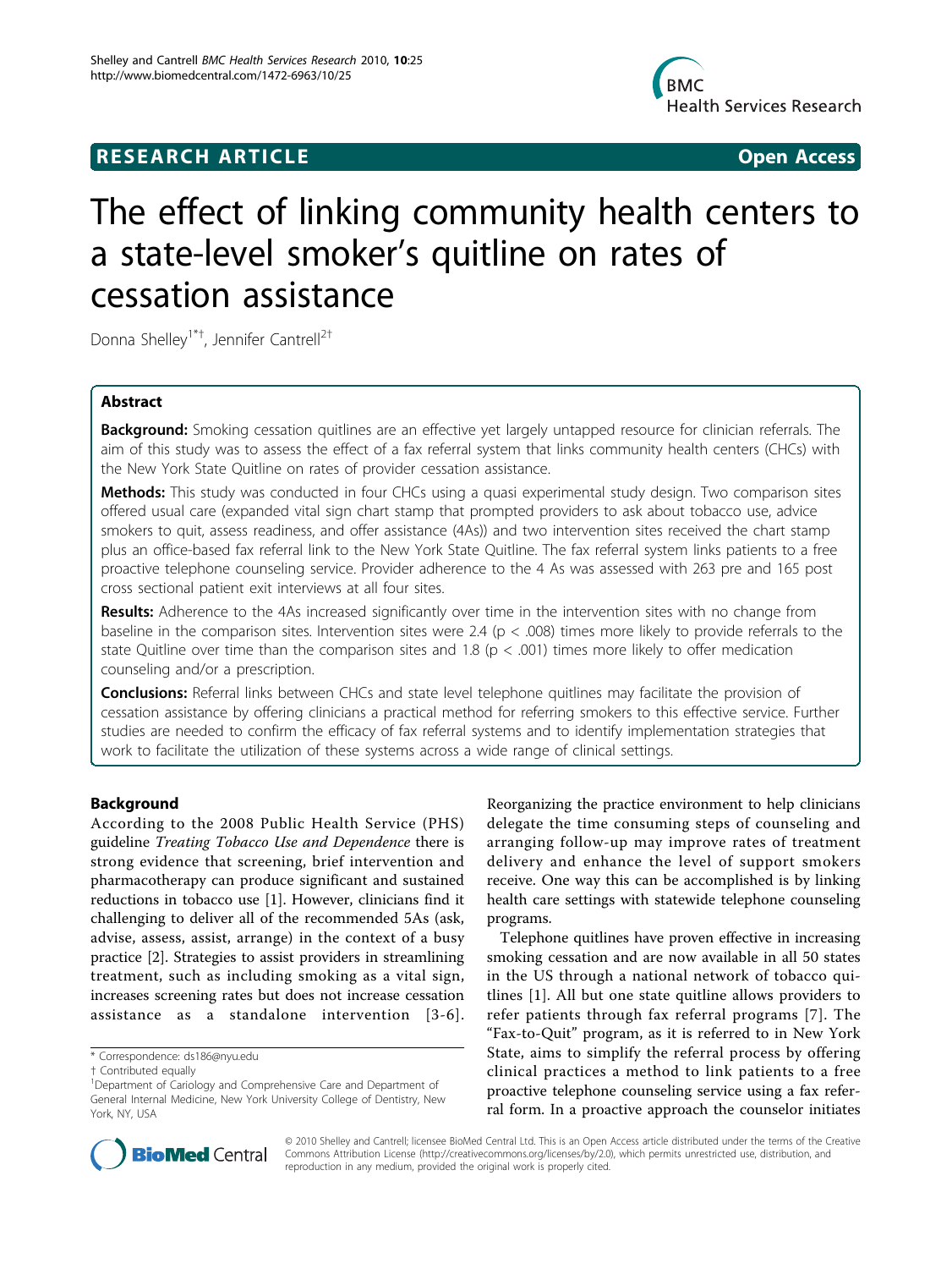RESEARCH ARTICLE **Open Access**

# The effect of linking community health centers to a state-level smoker's quitline on rates of cessation assistance

Donna Shelley[1*†], Jennifer Cantrell[2†]

## Abstract

**Background:** Smoking cessation quitlines are an effective yet largely untapped resource for clinician referrals. The aim of this study was to assess the effect of a fax referral system that links community health centers (CHCs) with the New York State Quitline on rates of provider cessation assistance.

**Methods:** This study was conducted in four CHCs using a quasi experimental study design. Two comparison sites offered usual care (expanded vital sign chart stamp that prompted providers to ask about tobacco use, advice smokers to quit, assess readiness, and offer assistance (4As)) and two intervention sites received the chart stamp plus an office-based fax referral link to the New York State Quitline. The fax referral system links patients to a free proactive telephone counseling service. Provider adherence to the 4 As was assessed with 263 pre and 165 post cross sectional patient exit interviews at all four sites.

**Results:** Adherence to the 4As increased significantly over time in the intervention sites with no change from baseline in the comparison sites. Intervention sites were 2.4 ($p < .008$) times more likely to provide referrals to the state Quitline over time than the comparison sites and 1.8 ($p < .001$) times more likely to offer medication counseling and/or a prescription.

**Conclusions:** Referral links between CHCs and state level telephone quitlines may facilitate the provision of cessation assistance by offering clinicians a practical method for referring smokers to this effective service. Further studies are needed to confirm the efficacy of fax referral systems and to identify implementation strategies that work to facilitate the utilization of these systems across a wide range of clinical settings.

## Background

According to the 2008 Public Health Service (PHS) guideline *Treating Tobacco Use and Dependence* there is strong evidence that screening, brief intervention and pharmacotherapy can produce significant and sustained reductions in tobacco use [1]. However, clinicians find it challenging to deliver all of the recommended 5As (ask, advise, assess, assist, arrange) in the context of a busy practice [2]. Strategies to assist providers in streamlining treatment, such as including smoking as a vital sign, increases screening rates but does not increase cessation assistance as a standalone intervention [3-6]. Reorganizing the practice environment to help clinicians delegate the time consuming steps of counseling and arranging follow-up may improve rates of treatment delivery and enhance the level of support smokers receive. One way this can be accomplished is by linking health care settings with statewide telephone counseling programs.

Telephone quitlines have proven effective in increasing smoking cessation and are now available in all 50 states in the US through a national network of tobacco quitlines [1]. All but one state quitline allows providers to refer patients through fax referral programs [7]. The "Fax-to-Quit" program, as it is referred to in New York State, aims to simplify the referral process by offering clinical practices a method to link patients to a free proactive telephone counseling service using a fax referral form. In a proactive approach the counselor initiates

\* Correspondence: ds186@nyu.edu

† Contributed equally

[1]Department of Cariology and Comprehensive Care and Department of General Internal Medicine, New York University College of Dentistry, New York, NY, USA

© 2010 Shelley and Cantrell; licensee BioMed Central Ltd. This is an Open Access article distributed under the terms of the Creative Commons Attribution License (http://creativecommons.org/licenses/by/2.0), which permits unrestricted use, distribution, and reproduction in any medium, provided the original work is properly cited.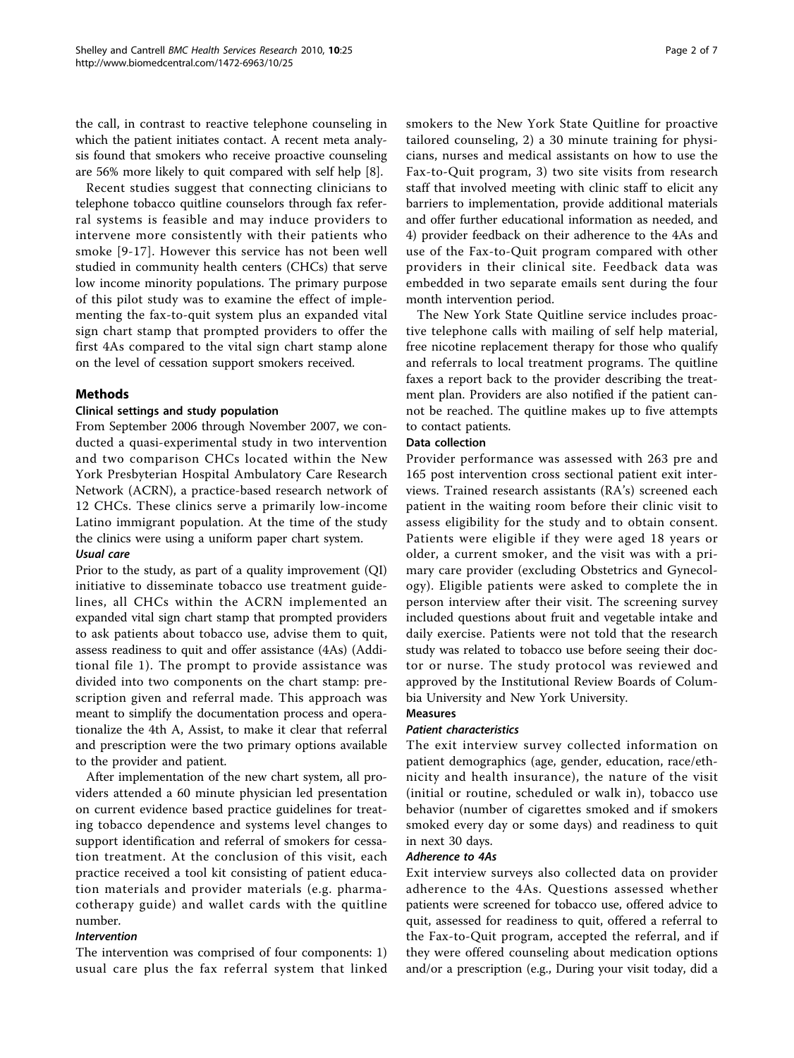the call, in contrast to reactive telephone counseling in which the patient initiates contact. A recent meta analysis found that smokers who receive proactive counseling are 56% more likely to quit compared with self help [8].

Recent studies suggest that connecting clinicians to telephone tobacco quitline counselors through fax referral systems is feasible and may induce providers to intervene more consistently with their patients who smoke [9-17]. However this service has not been well studied in community health centers (CHCs) that serve low income minority populations. The primary purpose of this pilot study was to examine the effect of implementing the fax-to-quit system plus an expanded vital sign chart stamp that prompted providers to offer the first 4As compared to the vital sign chart stamp alone on the level of cessation support smokers received.

## Methods

### Clinical settings and study population

From September 2006 through November 2007, we conducted a quasi-experimental study in two intervention and two comparison CHCs located within the New York Presbyterian Hospital Ambulatory Care Research Network (ACRN), a practice-based research network of 12 CHCs. These clinics serve a primarily low-income Latino immigrant population. At the time of the study the clinics were using a uniform paper chart system.

#### *Usual care*

Prior to the study, as part of a quality improvement (QI) initiative to disseminate tobacco use treatment guidelines, all CHCs within the ACRN implemented an expanded vital sign chart stamp that prompted providers to ask patients about tobacco use, advise them to quit, assess readiness to quit and offer assistance (4As) (Additional file 1). The prompt to provide assistance was divided into two components on the chart stamp: prescription given and referral made. This approach was meant to simplify the documentation process and operationalize the 4th A, Assist, to make it clear that referral and prescription were the two primary options available to the provider and patient.

After implementation of the new chart system, all providers attended a 60 minute physician led presentation on current evidence based practice guidelines for treating tobacco dependence and systems level changes to support identification and referral of smokers for cessation treatment. At the conclusion of this visit, each practice received a tool kit consisting of patient education materials and provider materials (e.g. pharmacotherapy guide) and wallet cards with the quitline number.

#### *Intervention*

The intervention was comprised of four components: 1) usual care plus the fax referral system that linked smokers to the New York State Quitline for proactive tailored counseling, 2) a 30 minute training for physicians, nurses and medical assistants on how to use the Fax-to-Quit program, 3) two site visits from research staff that involved meeting with clinic staff to elicit any barriers to implementation, provide additional materials and offer further educational information as needed, and 4) provider feedback on their adherence to the 4As and use of the Fax-to-Quit program compared with other providers in their clinical site. Feedback data was embedded in two separate emails sent during the four month intervention period.

The New York State Quitline service includes proactive telephone calls with mailing of self help material, free nicotine replacement therapy for those who qualify and referrals to local treatment programs. The quitline faxes a report back to the provider describing the treatment plan. Providers are also notified if the patient cannot be reached. The quitline makes up to five attempts to contact patients.

### Data collection

Provider performance was assessed with 263 pre and 165 post intervention cross sectional patient exit interviews. Trained research assistants (RA's) screened each patient in the waiting room before their clinic visit to assess eligibility for the study and to obtain consent. Patients were eligible if they were aged 18 years or older, a current smoker, and the visit was with a primary care provider (excluding Obstetrics and Gynecology). Eligible patients were asked to complete the in person interview after their visit. The screening survey included questions about fruit and vegetable intake and daily exercise. Patients were not told that the research study was related to tobacco use before seeing their doctor or nurse. The study protocol was reviewed and approved by the Institutional Review Boards of Columbia University and New York University.

### Measures

#### *Patient characteristics*

The exit interview survey collected information on patient demographics (age, gender, education, race/ethnicity and health insurance), the nature of the visit (initial or routine, scheduled or walk in), tobacco use behavior (number of cigarettes smoked and if smokers smoked every day or some days) and readiness to quit in next 30 days.

#### *Adherence to 4As*

Exit interview surveys also collected data on provider adherence to the 4As. Questions assessed whether patients were screened for tobacco use, offered advice to quit, assessed for readiness to quit, offered a referral to the Fax-to-Quit program, accepted the referral, and if they were offered counseling about medication options and/or a prescription (e.g., During your visit today, did a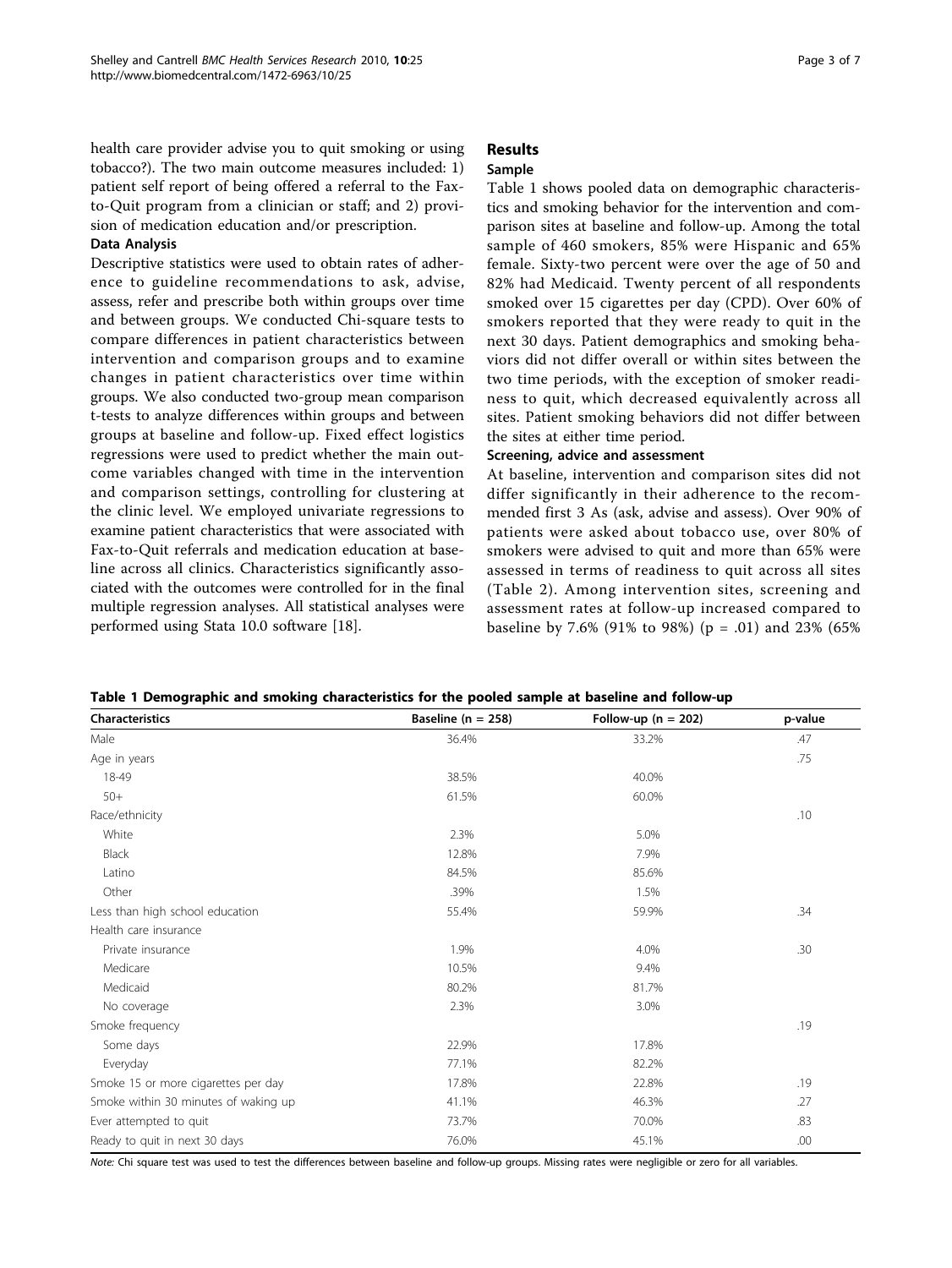health care provider advise you to quit smoking or using tobacco?). The two main outcome measures included: 1) patient self report of being offered a referral to the Fax-to-Quit program from a clinician or staff; and 2) provision of medication education and/or prescription.

### Data Analysis

Descriptive statistics were used to obtain rates of adherence to guideline recommendations to ask, advise, assess, refer and prescribe both within groups over time and between groups. We conducted Chi-square tests to compare differences in patient characteristics between intervention and comparison groups and to examine changes in patient characteristics over time within groups. We also conducted two-group mean comparison t-tests to analyze differences within groups and between groups at baseline and follow-up. Fixed effect logistics regressions were used to predict whether the main outcome variables changed with time in the intervention and comparison settings, controlling for clustering at the clinic level. We employed univariate regressions to examine patient characteristics that were associated with Fax-to-Quit referrals and medication education at baseline across all clinics. Characteristics significantly associated with the outcomes were controlled for in the final multiple regression analyses. All statistical analyses were performed using Stata 10.0 software [18].

## Results

### Sample

Table 1 shows pooled data on demographic characteristics and smoking behavior for the intervention and comparison sites at baseline and follow-up. Among the total sample of 460 smokers, 85% were Hispanic and 65% female. Sixty-two percent were over the age of 50 and 82% had Medicaid. Twenty percent of all respondents smoked over 15 cigarettes per day (CPD). Over 60% of smokers reported that they were ready to quit in the next 30 days. Patient demographics and smoking behaviors did not differ overall or within sites between the two time periods, with the exception of smoker readiness to quit, which decreased equivalently across all sites. Patient smoking behaviors did not differ between the sites at either time period.

### Screening, advice and assessment

At baseline, intervention and comparison sites did not differ significantly in their adherence to the recommended first 3 As (ask, advise and assess). Over 90% of patients were asked about tobacco use, over 80% of smokers were advised to quit and more than 65% were assessed in terms of readiness to quit across all sites (Table 2). Among intervention sites, screening and assessment rates at follow-up increased compared to baseline by 7.6% (91% to 98%) (p = .01) and 23% (65%

**Table 1 Demographic and smoking characteristics for the pooled sample at baseline and follow-up**

| Characteristics | Baseline (n = 258) | Follow-up (n = 202) | p-value |
|---|---|---|---|
| Male | 36.4% | 33.2% | .47 |
| Age in years | | | .75 |
| 18-49 | 38.5% | 40.0% | |
| 50+ | 61.5% | 60.0% | |
| Race/ethnicity | | | .10 |
| White | 2.3% | 5.0% | |
| Black | 12.8% | 7.9% | |
| Latino | 84.5% | 85.6% | |
| Other | .39% | 1.5% | |
| Less than high school education | 55.4% | 59.9% | .34 |
| Health care insurance | | | |
| Private insurance | 1.9% | 4.0% | .30 |
| Medicare | 10.5% | 9.4% | |
| Medicaid | 80.2% | 81.7% | |
| No coverage | 2.3% | 3.0% | |
| Smoke frequency | | | .19 |
| Some days | 22.9% | 17.8% | |
| Everyday | 77.1% | 82.2% | |
| Smoke 15 or more cigarettes per day | 17.8% | 22.8% | .19 |
| Smoke within 30 minutes of waking up | 41.1% | 46.3% | .27 |
| Ever attempted to quit | 73.7% | 70.0% | .83 |
| Ready to quit in next 30 days | 76.0% | 45.1% | .00 |

*Note:* Chi square test was used to test the differences between baseline and follow-up groups. Missing rates were negligible or zero for all variables.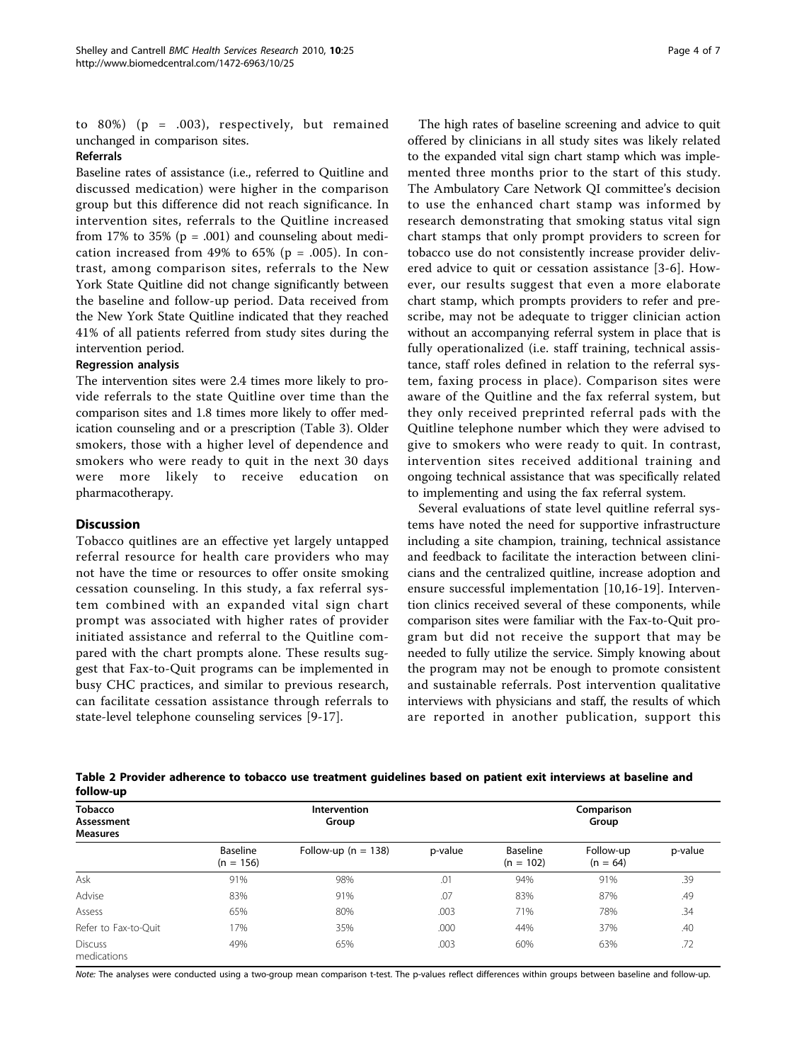to 80%) (p = .003), respectively, but remained unchanged in comparison sites.

### Referrals

Baseline rates of assistance (i.e., referred to Quitline and discussed medication) were higher in the comparison group but this difference did not reach significance. In intervention sites, referrals to the Quitline increased from 17% to 35% (p = .001) and counseling about medication increased from 49% to 65% (p = .005). In contrast, among comparison sites, referrals to the New York State Quitline did not change significantly between the baseline and follow-up period. Data received from the New York State Quitline indicated that they reached 41% of all patients referred from study sites during the intervention period.

### Regression analysis

The intervention sites were 2.4 times more likely to provide referrals to the state Quitline over time than the comparison sites and 1.8 times more likely to offer medication counseling and or a prescription (Table 3). Older smokers, those with a higher level of dependence and smokers who were ready to quit in the next 30 days were more likely to receive education on pharmacotherapy.

## Discussion

Tobacco quitlines are an effective yet largely untapped referral resource for health care providers who may not have the time or resources to offer onsite smoking cessation counseling. In this study, a fax referral system combined with an expanded vital sign chart prompt was associated with higher rates of provider initiated assistance and referral to the Quitline compared with the chart prompts alone. These results suggest that Fax-to-Quit programs can be implemented in busy CHC practices, and similar to previous research, can facilitate cessation assistance through referrals to state-level telephone counseling services [9-17].

The high rates of baseline screening and advice to quit offered by clinicians in all study sites was likely related to the expanded vital sign chart stamp which was implemented three months prior to the start of this study. The Ambulatory Care Network QI committee's decision to use the enhanced chart stamp was informed by research demonstrating that smoking status vital sign chart stamps that only prompt providers to screen for tobacco use do not consistently increase provider delivered advice to quit or cessation assistance [3-6]. However, our results suggest that even a more elaborate chart stamp, which prompts providers to refer and prescribe, may not be adequate to trigger clinician action without an accompanying referral system in place that is fully operationalized (i.e. staff training, technical assistance, staff roles defined in relation to the referral system, faxing process in place). Comparison sites were aware of the Quitline and the fax referral system, but they only received preprinted referral pads with the Quitline telephone number which they were advised to give to smokers who were ready to quit. In contrast, intervention sites received additional training and ongoing technical assistance that was specifically related to implementing and using the fax referral system.

Several evaluations of state level quitline referral systems have noted the need for supportive infrastructure including a site champion, training, technical assistance and feedback to facilitate the interaction between clinicians and the centralized quitline, increase adoption and ensure successful implementation [10,16-19]. Intervention clinics received several of these components, while comparison sites were familiar with the Fax-to-Quit program but did not receive the support that may be needed to fully utilize the service. Simply knowing about the program may not be enough to promote consistent and sustainable referrals. Post intervention qualitative interviews with physicians and staff, the results of which are reported in another publication, support this

**Table 2 Provider adherence to tobacco use treatment guidelines based on patient exit interviews at baseline and follow-up**

| Tobacco Assessment Measures | Intervention Group | | | Comparison Group | | |
|---|---|---|---|---|---|---|
| | Baseline (n = 156) | Follow-up (n = 138) | p-value | Baseline (n = 102) | Follow-up (n = 64) | p-value |
| Ask | 91% | 98% | .01 | 94% | 91% | .39 |
| Advise | 83% | 91% | .07 | 83% | 87% | .49 |
| Assess | 65% | 80% | .003 | 71% | 78% | .34 |
| Refer to Fax-to-Quit | 17% | 35% | .000 | 44% | 37% | .40 |
| Discuss medications | 49% | 65% | .003 | 60% | 63% | .72 |

*Note:* The analyses were conducted using a two-group mean comparison t-test. The p-values reflect differences within groups between baseline and follow-up.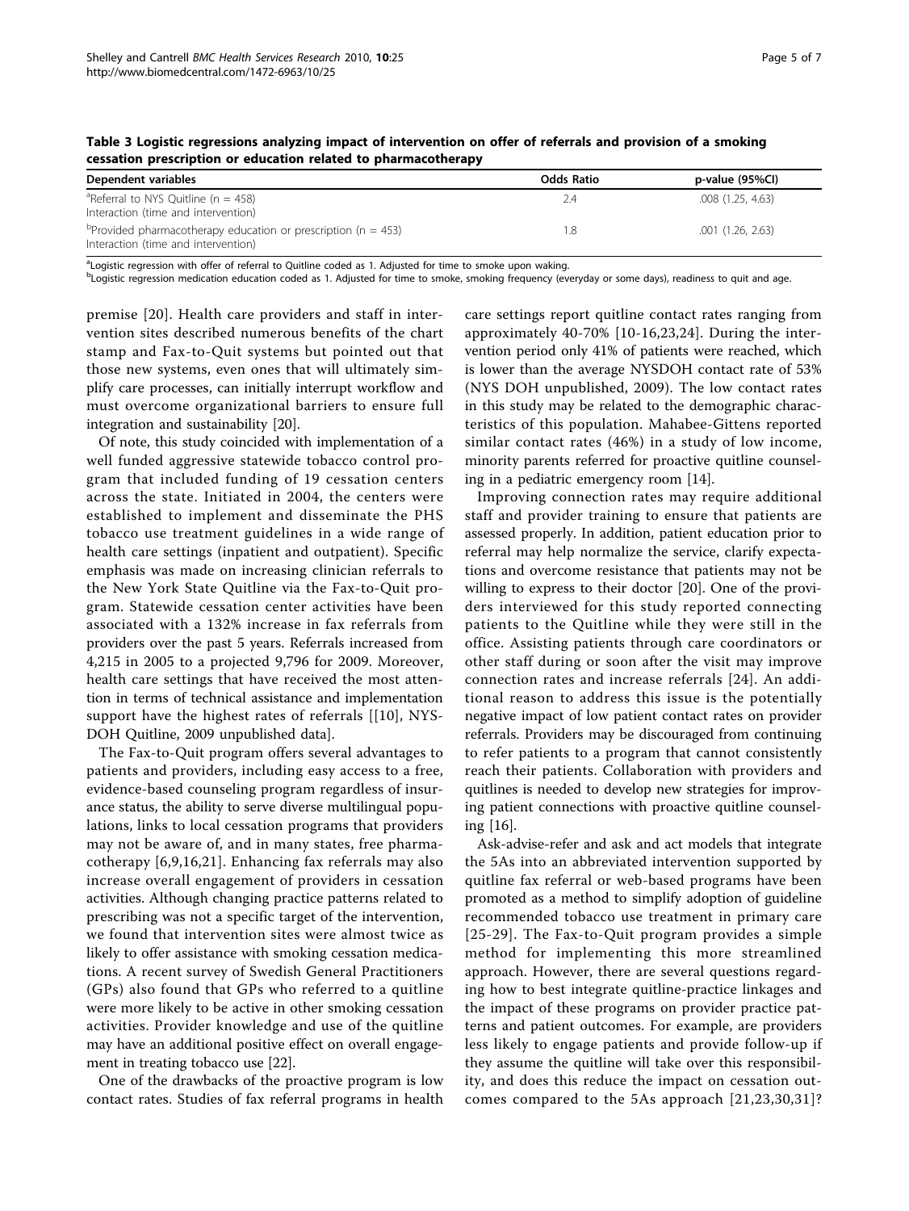**Table 3 Logistic regressions analyzing impact of intervention on offer of referrals and provision of a smoking cessation prescription or education related to pharmacotherapy**

| Dependent variables | Odds Ratio | p-value (95%CI) |
|---|---|---|
| [a]Referral to NYS Quitline (n = 458) Interaction (time and intervention) | 2.4 | .008 (1.25, 4.63) |
| [b]Provided pharmacotherapy education or prescription (n = 453) Interaction (time and intervention) | 1.8 | .001 (1.26, 2.63) |

[a]Logistic regression with offer of referral to Quitline coded as 1. Adjusted for time to smoke upon waking.
[b]Logistic regression medication education coded as 1. Adjusted for time to smoke, smoking frequency (everyday or some days), readiness to quit and age.

premise [20]. Health care providers and staff in intervention sites described numerous benefits of the chart stamp and Fax-to-Quit systems but pointed out that those new systems, even ones that will ultimately simplify care processes, can initially interrupt workflow and must overcome organizational barriers to ensure full integration and sustainability [20].

Of note, this study coincided with implementation of a well funded aggressive statewide tobacco control program that included funding of 19 cessation centers across the state. Initiated in 2004, the centers were established to implement and disseminate the PHS tobacco use treatment guidelines in a wide range of health care settings (inpatient and outpatient). Specific emphasis was made on increasing clinician referrals to the New York State Quitline via the Fax-to-Quit program. Statewide cessation center activities have been associated with a 132% increase in fax referrals from providers over the past 5 years. Referrals increased from 4,215 in 2005 to a projected 9,796 for 2009. Moreover, health care settings that have received the most attention in terms of technical assistance and implementation support have the highest rates of referrals [[10], NYSDOH Quitline, 2009 unpublished data].

The Fax-to-Quit program offers several advantages to patients and providers, including easy access to a free, evidence-based counseling program regardless of insurance status, the ability to serve diverse multilingual populations, links to local cessation programs that providers may not be aware of, and in many states, free pharmacotherapy [6,9,16,21]. Enhancing fax referrals may also increase overall engagement of providers in cessation activities. Although changing practice patterns related to prescribing was not a specific target of the intervention, we found that intervention sites were almost twice as likely to offer assistance with smoking cessation medications. A recent survey of Swedish General Practitioners (GPs) also found that GPs who referred to a quitline were more likely to be active in other smoking cessation activities. Provider knowledge and use of the quitline may have an additional positive effect on overall engagement in treating tobacco use [22].

One of the drawbacks of the proactive program is low contact rates. Studies of fax referral programs in health care settings report quitline contact rates ranging from approximately 40-70% [10-16,23,24]. During the intervention period only 41% of patients were reached, which is lower than the average NYSDOH contact rate of 53% (NYS DOH unpublished, 2009). The low contact rates in this study may be related to the demographic characteristics of this population. Mahabee-Gittens reported similar contact rates (46%) in a study of low income, minority parents referred for proactive quitline counseling in a pediatric emergency room [14].

Improving connection rates may require additional staff and provider training to ensure that patients are assessed properly. In addition, patient education prior to referral may help normalize the service, clarify expectations and overcome resistance that patients may not be willing to express to their doctor [20]. One of the providers interviewed for this study reported connecting patients to the Quitline while they were still in the office. Assisting patients through care coordinators or other staff during or soon after the visit may improve connection rates and increase referrals [24]. An additional reason to address this issue is the potentially negative impact of low patient contact rates on provider referrals. Providers may be discouraged from continuing to refer patients to a program that cannot consistently reach their patients. Collaboration with providers and quitlines is needed to develop new strategies for improving patient connections with proactive quitline counseling [16].

Ask-advise-refer and ask and act models that integrate the 5As into an abbreviated intervention supported by quitline fax referral or web-based programs have been promoted as a method to simplify adoption of guideline recommended tobacco use treatment in primary care [25-29]. The Fax-to-Quit program provides a simple method for implementing this more streamlined approach. However, there are several questions regarding how to best integrate quitline-practice linkages and the impact of these programs on provider practice patterns and patient outcomes. For example, are providers less likely to engage patients and provide follow-up if they assume the quitline will take over this responsibility, and does this reduce the impact on cessation outcomes compared to the 5As approach [21,23,30,31]?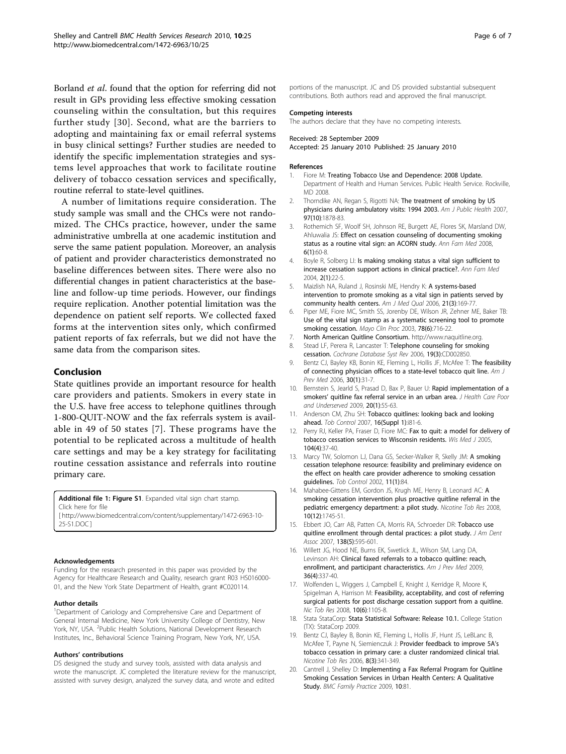Borland *et al*. found that the option for referring did not result in GPs providing less effective smoking cessation counseling within the consultation, but this requires further study [30]. Second, what are the barriers to adopting and maintaining fax or email referral systems in busy clinical settings? Further studies are needed to identify the specific implementation strategies and systems level approaches that work to facilitate routine delivery of tobacco cessation services and specifically, routine referral to state-level quitlines.

A number of limitations require consideration. The study sample was small and the CHCs were not randomized. The CHCs practice, however, under the same administrative umbrella at one academic institution and serve the same patient population. Moreover, an analysis of patient and provider characteristics demonstrated no baseline differences between sites. There were also no differential changes in patient characteristics at the baseline and follow-up time periods. However, our findings require replication. Another potential limitation was the dependence on patient self reports. We collected faxed forms at the intervention sites only, which confirmed patient reports of fax referrals, but we did not have the same data from the comparison sites.

## Conclusion

State quitlines provide an important resource for health care providers and patients. Smokers in every state in the U.S. have free access to telephone quitlines through 1-800-QUIT-NOW and the fax referrals system is available in 49 of 50 states [7]. These programs have the potential to be replicated across a multitude of health care settings and may be a key strategy for facilitating routine cessation assistance and referrals into routine primary care.

**Additional file 1: Figure S1**. Expanded vital sign chart stamp.
Click here for file
[ http://www.biomedcentral.com/content/supplementary/1472-6963-10-25-S1.DOC ]

#### Acknowledgements

Funding for the research presented in this paper was provided by the Agency for Healthcare Research and Quality, research grant R03 HS016000-01, and the New York State Department of Health, grant #C020114.

#### Author details

[1]Department of Cariology and Comprehensive Care and Department of General Internal Medicine, New York University College of Dentistry, New York, NY, USA. [2]Public Health Solutions, National Development Research Institutes, Inc., Behavioral Science Training Program, New York, NY, USA.

#### Authors' contributions

DS designed the study and survey tools, assisted with data analysis and wrote the manuscript. JC completed the literature review for the manuscript, assisted with survey design, analyzed the survey data, and wrote and edited portions of the manuscript. JC and DS provided substantial subsequent contributions. Both authors read and approved the final manuscript.

#### Competing interests

The authors declare that they have no competing interests.

Received: 28 September 2009
Accepted: 25 January 2010 Published: 25 January 2010

#### References

1. Fiore M: **Treating Tobacco Use and Dependence: 2008 Update.** Department of Health and Human Services. Public Health Service. Rockville, MD 2008.
2. Thorndike AN, Regan S, Rigotti NA: **The treatment of smoking by US physicians during ambulatory visits: 1994 2003.** *Am J Public Health* 2007, **97(10)**:1878-83.
3. Rothemich SF, Woolf SH, Johnson RE, Burgett AE, Flores SK, Marsland DW, Ahluwalia JS: **Effect on cessation counseling of documenting smoking status as a routine vital sign: an ACORN study.** *Ann Fam Med* 2008, **6(1)**:60-8.
4. Boyle R, Solberg LI: **Is making smoking status a vital sign sufficient to increase cessation support actions in clinical practice?.** *Ann Fam Med* 2004, **2(1)**:22-5.
5. Maizlish NA, Ruland J, Rosinski ME, Hendry K: **A systems-based intervention to promote smoking as a vital sign in patients served by community health centers.** *Am J Med Qual* 2006, **21(3)**:169-77.
6. Piper ME, Fiore MC, Smith SS, Jorenby DE, Wilson JR, Zehner ME, Baker TB: **Use of the vital sign stamp as a systematic screening tool to promote smoking cessation.** *Mayo Clin Proc* 2003, **78(6)**:716-22.
7. **North American Quitline Consortium.** http://www.naquitline.org.
8. Stead LF, Perera R, Lancaster T: **Telephone counseling for smoking cessation.** *Cochrane Database Syst Rev* 2006, **19(3)**:CD002850.
9. Bentz CJ, Bayley KB, Bonin KE, Fleming L, Hollis JF, McAfee T: **The feasibility of connecting physician offices to a state-level tobacco quit line.** *Am J Prev Med* 2006, **30(1)**:31-7.
10. Bernstein S, Jearld S, Prasad D, Bax P, Bauer U: **Rapid implementation of a smokers' quitline fax referral service in an urban area.** *J Health Care Poor and Underserved* 2009, **20(1)**:55-63.
11. Anderson CM, Zhu SH: **Tobacco quitlines: looking back and looking ahead.** *Tob Control* 2007, **16(Suppl 1)**:i81-6.
12. Perry RJ, Keller PA, Fraser D, Fiore MC: **Fax to quit: a model for delivery of tobacco cessation services to Wisconsin residents.** *Wis Med J* 2005, **104(4)**:37-40.
13. Marcy TW, Solomon LJ, Dana GS, Secker-Walker R, Skelly JM: **A smoking cessation telephone resource: feasibility and preliminary evidence on the effect on health care provider adherence to smoking cessation guidelines.** *Tob Control* 2002, **11(1)**:84.
14. Mahabee-Gittens EM, Gordon JS, Krugh ME, Henry B, Leonard AC: **A smoking cessation intervention plus proactive quitline referral in the pediatric emergency department: a pilot study.** *Nicotine Tob Res* 2008, **10(12)**:1745-51.
15. Ebbert JO, Carr AB, Patten CA, Morris RA, Schroeder DR: **Tobacco use quitline enrollment through dental practices: a pilot study.** *J Am Dent Assoc* 2007, **138(5)**:595-601.
16. Willett JG, Hood NE, Burns EK, Swetlick JL, Wilson SM, Lang DA, Levinson AH: **Clinical faxed referrals to a tobacco quitline: reach, enrollment, and participant characteristics.** *Am J Prev Med* 2009, **36(4)**:337-40.
17. Wolfenden L, Wiggers J, Campbell E, Knight J, Kerridge R, Moore K, Spigelman A, Harrison M: **Feasibility, acceptability, and cost of referring surgical patients for post discharge cessation support from a quitline.** *Nic Tob Res* 2008, **10(6)**:1105-8.
18. Stata StataCorp: **Stata Statistical Software: Release 10.1.** College Station (TX): StataCorp 2009.
19. Bentz CJ, Bayley B, Bonin KE, Fleming L, Hollis JF, Hunt JS, LeBLanc B, McAfee T, Payne N, Siemienczuk J: **Provider feedback to improve 5A's tobacco cessation in primary care: a cluster randomized clinical trial.** *Nicotine Tob Res* 2006, **8(3)**:341-349.
20. Cantrell J, Shelley D: **Implementing a Fax Referral Program for Quitline Smoking Cessation Services in Urban Health Centers: A Qualitative Study.** *BMC Family Practice* 2009, **10**:81.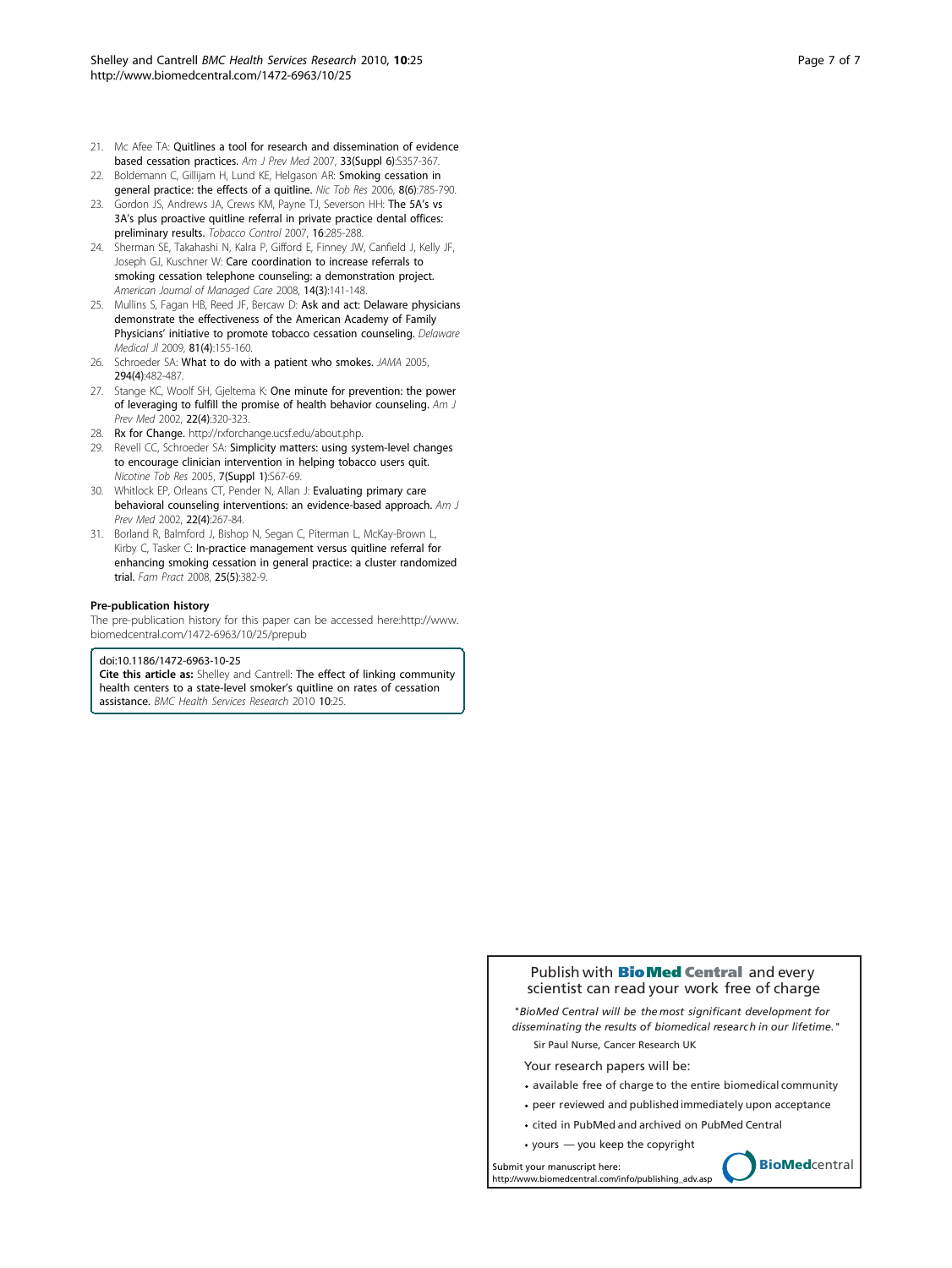21. Mc Afee TA: **Quitlines a tool for research and dissemination of evidence based cessation practices.** *Am J Prev Med* 2007, **33(Suppl 6)**:S357-367.
22. Boldemann C, Gillijam H, Lund KE, Helgason AR: **Smoking cessation in general practice: the effects of a quitline.** *Nic Tob Res* 2006, **8(6)**:785-790.
23. Gordon JS, Andrews JA, Crews KM, Payne TJ, Severson HH: **The 5A's vs 3A's plus proactive quitline referral in private practice dental offices: preliminary results.** *Tobacco Control* 2007, **16**:285-288.
24. Sherman SE, Takahashi N, Kalra P, Gifford E, Finney JW, Canfield J, Kelly JF, Joseph GJ, Kuschner W: **Care coordination to increase referrals to smoking cessation telephone counseling: a demonstration project.** *American Journal of Managed Care* 2008, **14(3)**:141-148.
25. Mullins S, Fagan HB, Reed JF, Bercaw D: **Ask and act: Delaware physicians demonstrate the effectiveness of the American Academy of Family Physicians' initiative to promote tobacco cessation counseling.** *Delaware Medical Jl* 2009, **81(4)**:155-160.
26. Schroeder SA: **What to do with a patient who smokes.** *JAMA* 2005, **294(4)**:482-487.
27. Stange KC, Woolf SH, Gjeltema K: **One minute for prevention: the power of leveraging to fulfill the promise of health behavior counseling.** *Am J Prev Med* 2002, **22(4)**:320-323.
28. **Rx for Change.** http://rxforchange.ucsf.edu/about.php.
29. Revell CC, Schroeder SA: **Simplicity matters: using system-level changes to encourage clinician intervention in helping tobacco users quit.** *Nicotine Tob Res* 2005, **7(Suppl 1)**:S67-69.
30. Whitlock EP, Orleans CT, Pender N, Allan J: **Evaluating primary care behavioral counseling interventions: an evidence-based approach.** *Am J Prev Med* 2002, **22(4)**:267-84.
31. Borland R, Balmford J, Bishop N, Segan C, Piterman L, McKay-Brown L, Kirby C, Tasker C: **In-practice management versus quitline referral for enhancing smoking cessation in general practice: a cluster randomized trial.** *Fam Pract* 2008, **25(5)**:382-9.

### Pre-publication history

The pre-publication history for this paper can be accessed here:http://www.biomedcentral.com/1472-6963/10/25/prepub

doi:10.1186/1472-6963-10-25

**Cite this article as:** Shelley and Cantrell: **The effect of linking community health centers to a state-level smoker's quitline on rates of cessation assistance.** *BMC Health Services Research* 2010 **10**:25.

Publish with **BioMed Central** and every scientist can read your work free of charge

*"BioMed Central will be the most significant development for disseminating the results of biomedical research in our lifetime."*

Sir Paul Nurse, Cancer Research UK

Your research papers will be:

- available free of charge to the entire biomedical community
- peer reviewed and published immediately upon acceptance
- cited in PubMed and archived on PubMed Central
- yours — you keep the copyright

Submit your manuscript here:
http://www.biomedcentral.com/info/publishing_adv.asp

**BioMed**central